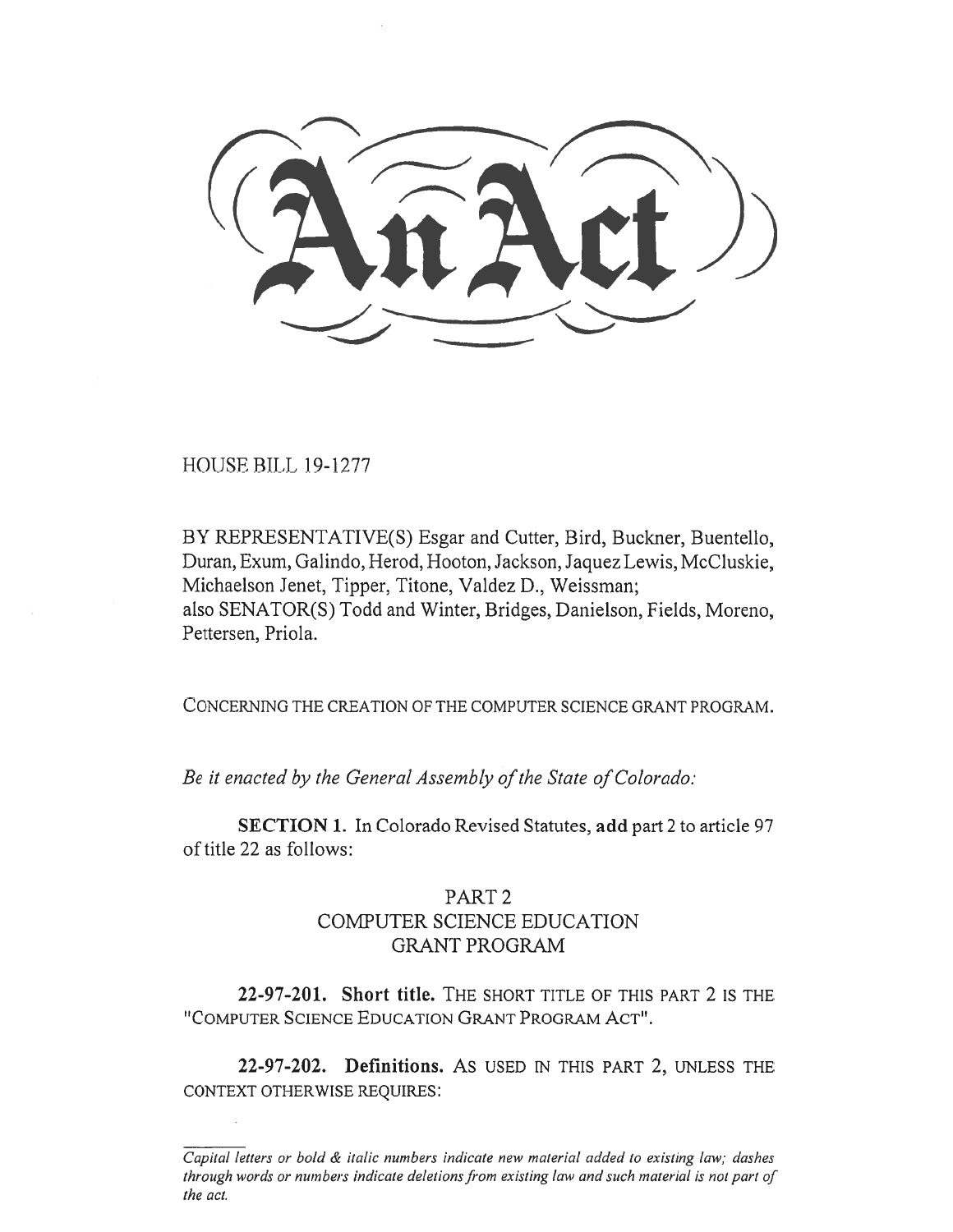# An Act

HOUSE BILL 19-1277

BY REPRESENTATIVE(S) Esgar and Cutter, Bird, Buckner, Buentello, Duran, Exum, Galindo, Herod, Hooton, Jackson, Jaquez Lewis, McCluskie, Michaelson Jenet, Tipper, Titone, Valdez D., Weissman;
also SENATOR(S) Todd and Winter, Bridges, Danielson, Fields, Moreno, Pettersen, Priola.

CONCERNING THE CREATION OF THE COMPUTER SCIENCE GRANT PROGRAM.

*Be it enacted by the General Assembly of the State of Colorado:*

**SECTION 1.** In Colorado Revised Statutes, **add** part 2 to article 97 of title 22 as follows:

PART 2
COMPUTER SCIENCE EDUCATION
GRANT PROGRAM

**22-97-201. Short title.** THE SHORT TITLE OF THIS PART 2 IS THE "COMPUTER SCIENCE EDUCATION GRANT PROGRAM ACT".

**22-97-202. Definitions.** AS USED IN THIS PART 2, UNLESS THE CONTEXT OTHERWISE REQUIRES:

*Capital letters or bold & italic numbers indicate new material added to existing law; dashes through words or numbers indicate deletions from existing law and such material is not part of the act.*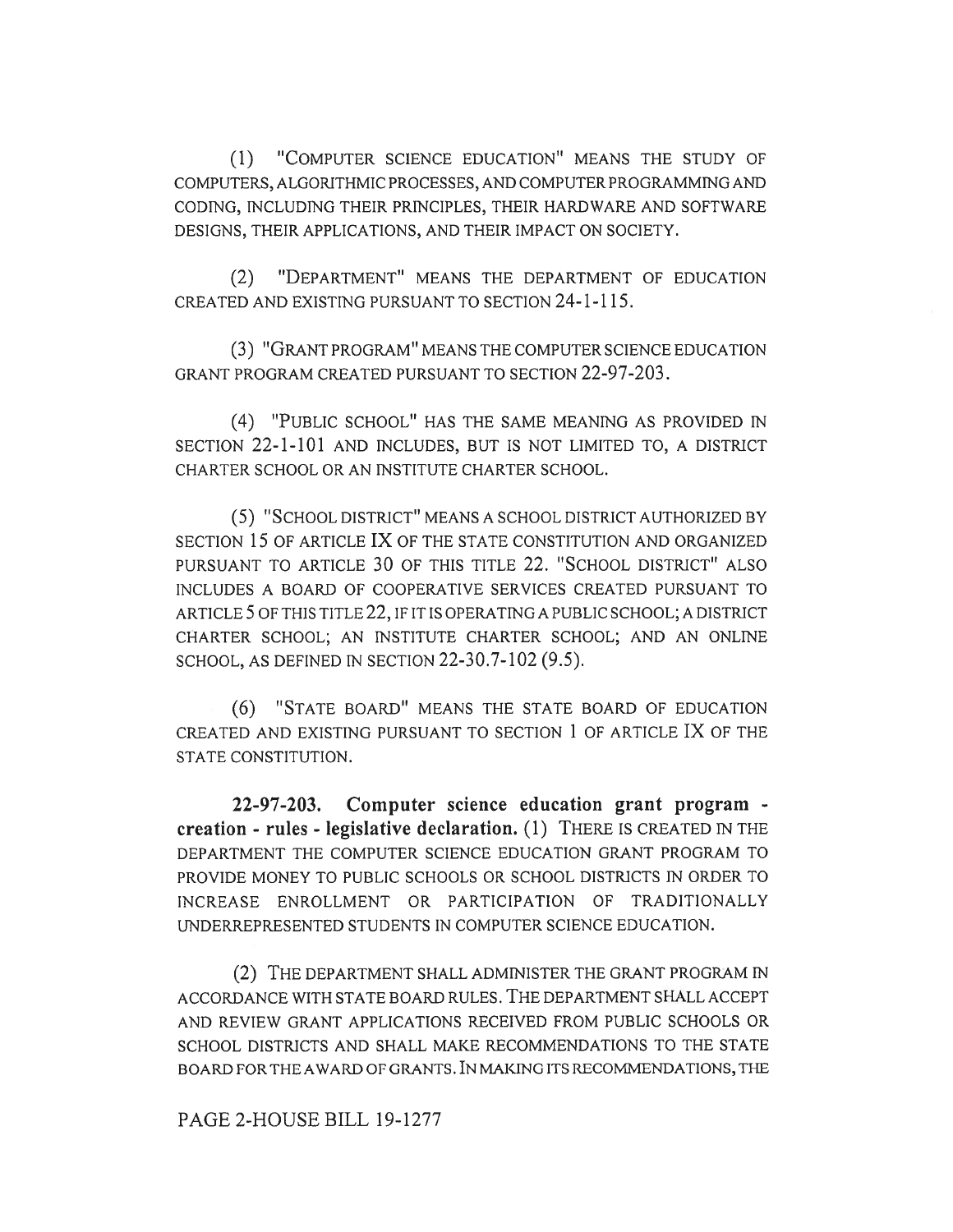(1) "COMPUTER SCIENCE EDUCATION" MEANS THE STUDY OF COMPUTERS, ALGORITHMIC PROCESSES, AND COMPUTER PROGRAMMING AND CODING, INCLUDING THEIR PRINCIPLES, THEIR HARDWARE AND SOFTWARE DESIGNS, THEIR APPLICATIONS, AND THEIR IMPACT ON SOCIETY.

(2) "DEPARTMENT" MEANS THE DEPARTMENT OF EDUCATION CREATED AND EXISTING PURSUANT TO SECTION 24-1-115.

(3) "GRANT PROGRAM" MEANS THE COMPUTER SCIENCE EDUCATION GRANT PROGRAM CREATED PURSUANT TO SECTION 22-97-203.

(4) "PUBLIC SCHOOL" HAS THE SAME MEANING AS PROVIDED IN SECTION 22-1-101 AND INCLUDES, BUT IS NOT LIMITED TO, A DISTRICT CHARTER SCHOOL OR AN INSTITUTE CHARTER SCHOOL.

(5) "SCHOOL DISTRICT" MEANS A SCHOOL DISTRICT AUTHORIZED BY SECTION 15 OF ARTICLE IX OF THE STATE CONSTITUTION AND ORGANIZED PURSUANT TO ARTICLE 30 OF THIS TITLE 22. "SCHOOL DISTRICT" ALSO INCLUDES A BOARD OF COOPERATIVE SERVICES CREATED PURSUANT TO ARTICLE 5 OF THIS TITLE 22, IF IT IS OPERATING A PUBLIC SCHOOL; A DISTRICT CHARTER SCHOOL; AN INSTITUTE CHARTER SCHOOL; AND AN ONLINE SCHOOL, AS DEFINED IN SECTION 22-30.7-102 (9.5).

(6) "STATE BOARD" MEANS THE STATE BOARD OF EDUCATION CREATED AND EXISTING PURSUANT TO SECTION 1 OF ARTICLE IX OF THE STATE CONSTITUTION.

**22-97-203. Computer science education grant program - creation - rules - legislative declaration.** (1) THERE IS CREATED IN THE DEPARTMENT THE COMPUTER SCIENCE EDUCATION GRANT PROGRAM TO PROVIDE MONEY TO PUBLIC SCHOOLS OR SCHOOL DISTRICTS IN ORDER TO INCREASE ENROLLMENT OR PARTICIPATION OF TRADITIONALLY UNDERREPRESENTED STUDENTS IN COMPUTER SCIENCE EDUCATION.

(2) THE DEPARTMENT SHALL ADMINISTER THE GRANT PROGRAM IN ACCORDANCE WITH STATE BOARD RULES. THE DEPARTMENT SHALL ACCEPT AND REVIEW GRANT APPLICATIONS RECEIVED FROM PUBLIC SCHOOLS OR SCHOOL DISTRICTS AND SHALL MAKE RECOMMENDATIONS TO THE STATE BOARD FOR THE AWARD OF GRANTS. IN MAKING ITS RECOMMENDATIONS, THE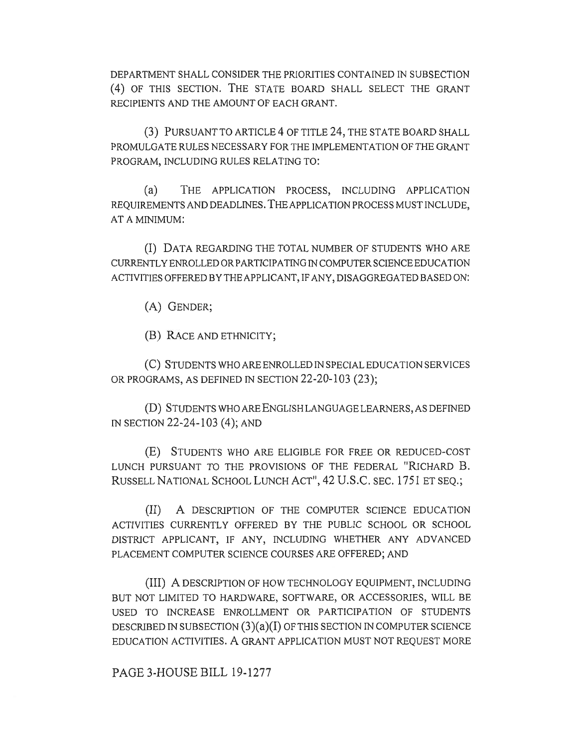DEPARTMENT SHALL CONSIDER THE PRIORITIES CONTAINED IN SUBSECTION (4) OF THIS SECTION. THE STATE BOARD SHALL SELECT THE GRANT RECIPIENTS AND THE AMOUNT OF EACH GRANT.

(3) PURSUANT TO ARTICLE 4 OF TITLE 24, THE STATE BOARD SHALL PROMULGATE RULES NECESSARY FOR THE IMPLEMENTATION OF THE GRANT PROGRAM, INCLUDING RULES RELATING TO:

(a) THE APPLICATION PROCESS, INCLUDING APPLICATION REQUIREMENTS AND DEADLINES. THE APPLICATION PROCESS MUST INCLUDE, AT A MINIMUM:

(I) DATA REGARDING THE TOTAL NUMBER OF STUDENTS WHO ARE CURRENTLY ENROLLED OR PARTICIPATING IN COMPUTER SCIENCE EDUCATION ACTIVITIES OFFERED BY THE APPLICANT, IF ANY, DISAGGREGATED BASED ON:

(A) GENDER;

(B) RACE AND ETHNICITY;

(C) STUDENTS WHO ARE ENROLLED IN SPECIAL EDUCATION SERVICES OR PROGRAMS, AS DEFINED IN SECTION 22-20-103 (23);

(D) STUDENTS WHO ARE ENGLISH LANGUAGE LEARNERS, AS DEFINED IN SECTION 22-24-103 (4); AND

(E) STUDENTS WHO ARE ELIGIBLE FOR FREE OR REDUCED-COST LUNCH PURSUANT TO THE PROVISIONS OF THE FEDERAL "RICHARD B. RUSSELL NATIONAL SCHOOL LUNCH ACT", 42 U.S.C. SEC. 1751 ET SEQ.;

(II) A DESCRIPTION OF THE COMPUTER SCIENCE EDUCATION ACTIVITIES CURRENTLY OFFERED BY THE PUBLIC SCHOOL OR SCHOOL DISTRICT APPLICANT, IF ANY, INCLUDING WHETHER ANY ADVANCED PLACEMENT COMPUTER SCIENCE COURSES ARE OFFERED; AND

(III) A DESCRIPTION OF HOW TECHNOLOGY EQUIPMENT, INCLUDING BUT NOT LIMITED TO HARDWARE, SOFTWARE, OR ACCESSORIES, WILL BE USED TO INCREASE ENROLLMENT OR PARTICIPATION OF STUDENTS DESCRIBED IN SUBSECTION (3)(a)(I) OF THIS SECTION IN COMPUTER SCIENCE EDUCATION ACTIVITIES. A GRANT APPLICATION MUST NOT REQUEST MORE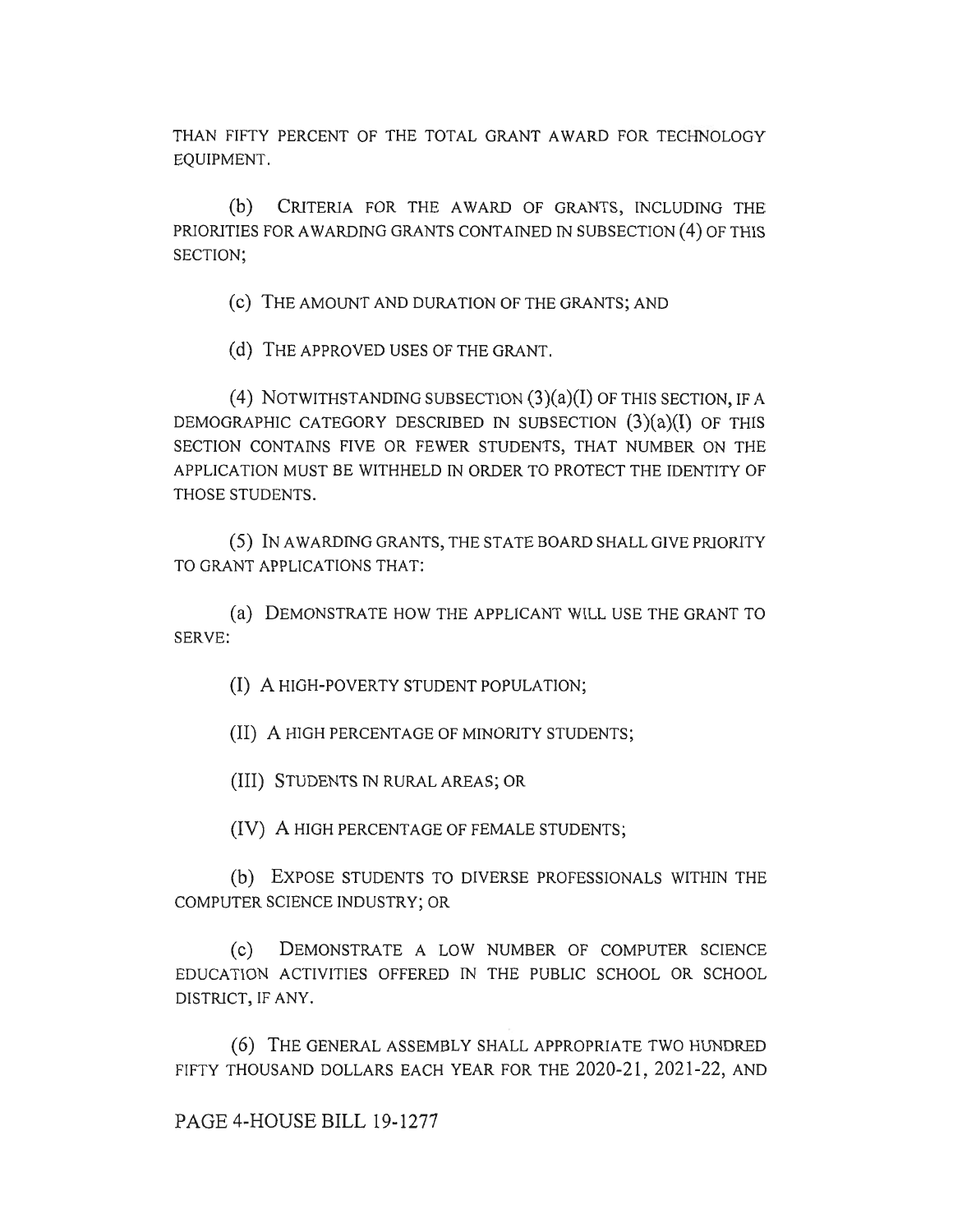THAN FIFTY PERCENT OF THE TOTAL GRANT AWARD FOR TECHNOLOGY EQUIPMENT.

(b) CRITERIA FOR THE AWARD OF GRANTS, INCLUDING THE PRIORITIES FOR AWARDING GRANTS CONTAINED IN SUBSECTION (4) OF THIS SECTION;

(c) THE AMOUNT AND DURATION OF THE GRANTS; AND

(d) THE APPROVED USES OF THE GRANT.

(4) NOTWITHSTANDING SUBSECTION (3)(a)(I) OF THIS SECTION, IF A DEMOGRAPHIC CATEGORY DESCRIBED IN SUBSECTION (3)(a)(I) OF THIS SECTION CONTAINS FIVE OR FEWER STUDENTS, THAT NUMBER ON THE APPLICATION MUST BE WITHHELD IN ORDER TO PROTECT THE IDENTITY OF THOSE STUDENTS.

(5) IN AWARDING GRANTS, THE STATE BOARD SHALL GIVE PRIORITY TO GRANT APPLICATIONS THAT:

(a) DEMONSTRATE HOW THE APPLICANT WILL USE THE GRANT TO SERVE:

(I) A HIGH-POVERTY STUDENT POPULATION;

(II) A HIGH PERCENTAGE OF MINORITY STUDENTS;

(III) STUDENTS IN RURAL AREAS; OR

(IV) A HIGH PERCENTAGE OF FEMALE STUDENTS;

(b) EXPOSE STUDENTS TO DIVERSE PROFESSIONALS WITHIN THE COMPUTER SCIENCE INDUSTRY; OR

(c) DEMONSTRATE A LOW NUMBER OF COMPUTER SCIENCE EDUCATION ACTIVITIES OFFERED IN THE PUBLIC SCHOOL OR SCHOOL DISTRICT, IF ANY.

(6) THE GENERAL ASSEMBLY SHALL APPROPRIATE TWO HUNDRED FIFTY THOUSAND DOLLARS EACH YEAR FOR THE 2020-21, 2021-22, AND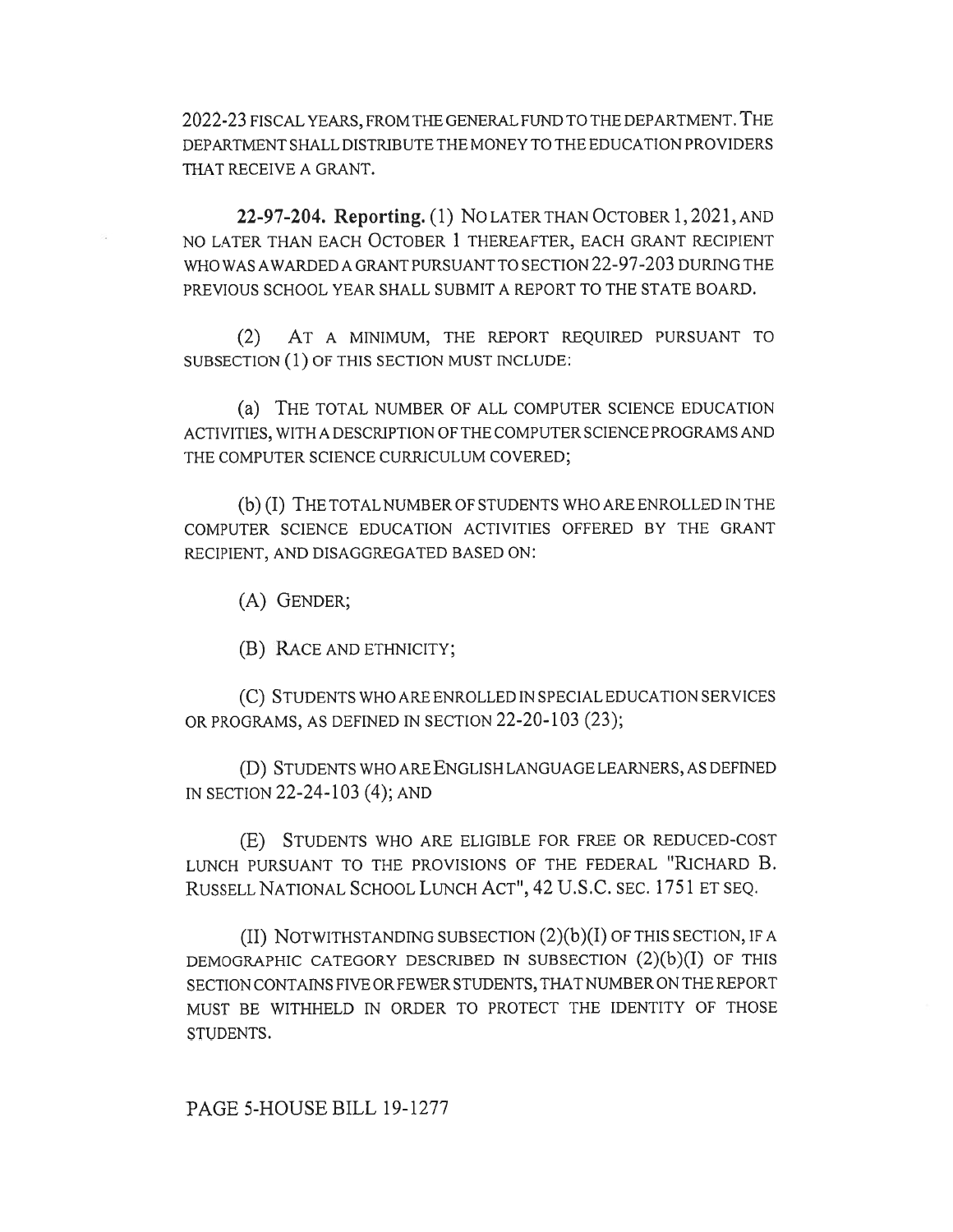2022-23 FISCAL YEARS, FROM THE GENERAL FUND TO THE DEPARTMENT. THE DEPARTMENT SHALL DISTRIBUTE THE MONEY TO THE EDUCATION PROVIDERS THAT RECEIVE A GRANT.

**22-97-204. Reporting.** (1) NO LATER THAN OCTOBER 1, 2021, AND NO LATER THAN EACH OCTOBER 1 THEREAFTER, EACH GRANT RECIPIENT WHO WAS AWARDED A GRANT PURSUANT TO SECTION 22-97-203 DURING THE PREVIOUS SCHOOL YEAR SHALL SUBMIT A REPORT TO THE STATE BOARD.

(2) AT A MINIMUM, THE REPORT REQUIRED PURSUANT TO SUBSECTION (1) OF THIS SECTION MUST INCLUDE:

(a) THE TOTAL NUMBER OF ALL COMPUTER SCIENCE EDUCATION ACTIVITIES, WITH A DESCRIPTION OF THE COMPUTER SCIENCE PROGRAMS AND THE COMPUTER SCIENCE CURRICULUM COVERED;

(b) (I) THE TOTAL NUMBER OF STUDENTS WHO ARE ENROLLED IN THE COMPUTER SCIENCE EDUCATION ACTIVITIES OFFERED BY THE GRANT RECIPIENT, AND DISAGGREGATED BASED ON:

(A) GENDER;

(B) RACE AND ETHNICITY;

(C) STUDENTS WHO ARE ENROLLED IN SPECIAL EDUCATION SERVICES OR PROGRAMS, AS DEFINED IN SECTION 22-20-103 (23);

(D) STUDENTS WHO ARE ENGLISH LANGUAGE LEARNERS, AS DEFINED IN SECTION 22-24-103 (4); AND

(E) STUDENTS WHO ARE ELIGIBLE FOR FREE OR REDUCED-COST LUNCH PURSUANT TO THE PROVISIONS OF THE FEDERAL "RICHARD B. RUSSELL NATIONAL SCHOOL LUNCH ACT", 42 U.S.C. SEC. 1751 ET SEQ.

(II) NOTWITHSTANDING SUBSECTION (2)(b)(I) OF THIS SECTION, IF A DEMOGRAPHIC CATEGORY DESCRIBED IN SUBSECTION (2)(b)(I) OF THIS SECTION CONTAINS FIVE OR FEWER STUDENTS, THAT NUMBER ON THE REPORT MUST BE WITHHELD IN ORDER TO PROTECT THE IDENTITY OF THOSE STUDENTS.

PAGE 5-HOUSE BILL 19-1277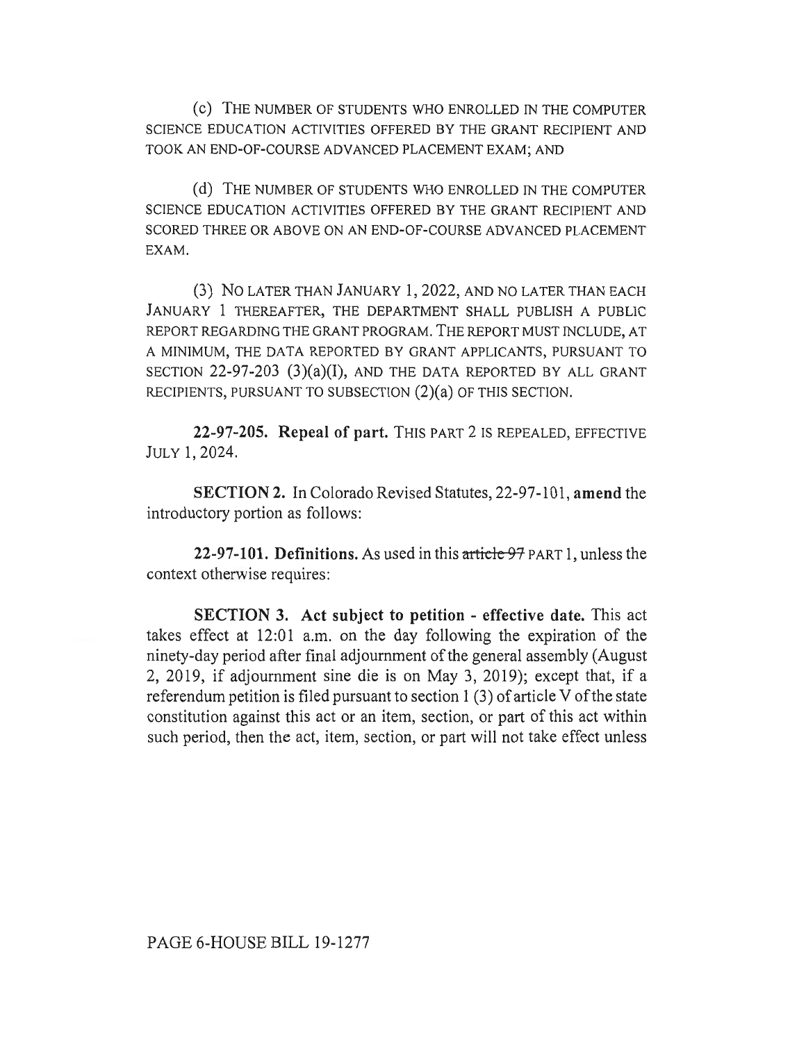(c) THE NUMBER OF STUDENTS WHO ENROLLED IN THE COMPUTER SCIENCE EDUCATION ACTIVITIES OFFERED BY THE GRANT RECIPIENT AND TOOK AN END-OF-COURSE ADVANCED PLACEMENT EXAM; AND

(d) THE NUMBER OF STUDENTS WHO ENROLLED IN THE COMPUTER SCIENCE EDUCATION ACTIVITIES OFFERED BY THE GRANT RECIPIENT AND SCORED THREE OR ABOVE ON AN END-OF-COURSE ADVANCED PLACEMENT EXAM.

(3) NO LATER THAN JANUARY 1, 2022, AND NO LATER THAN EACH JANUARY 1 THEREAFTER, THE DEPARTMENT SHALL PUBLISH A PUBLIC REPORT REGARDING THE GRANT PROGRAM. THE REPORT MUST INCLUDE, AT A MINIMUM, THE DATA REPORTED BY GRANT APPLICANTS, PURSUANT TO SECTION 22-97-203 (3)(a)(I), AND THE DATA REPORTED BY ALL GRANT RECIPIENTS, PURSUANT TO SUBSECTION (2)(a) OF THIS SECTION.

**22-97-205. Repeal of part.** THIS PART 2 IS REPEALED, EFFECTIVE JULY 1, 2024.

**SECTION 2.** In Colorado Revised Statutes, 22-97-101, **amend** the introductory portion as follows:

**22-97-101. Definitions.** As used in this ~~article 97~~ PART 1, unless the context otherwise requires:

**SECTION 3. Act subject to petition - effective date.** This act takes effect at 12:01 a.m. on the day following the expiration of the ninety-day period after final adjournment of the general assembly (August 2, 2019, if adjournment sine die is on May 3, 2019); except that, if a referendum petition is filed pursuant to section 1 (3) of article V of the state constitution against this act or an item, section, or part of this act within such period, then the act, item, section, or part will not take effect unless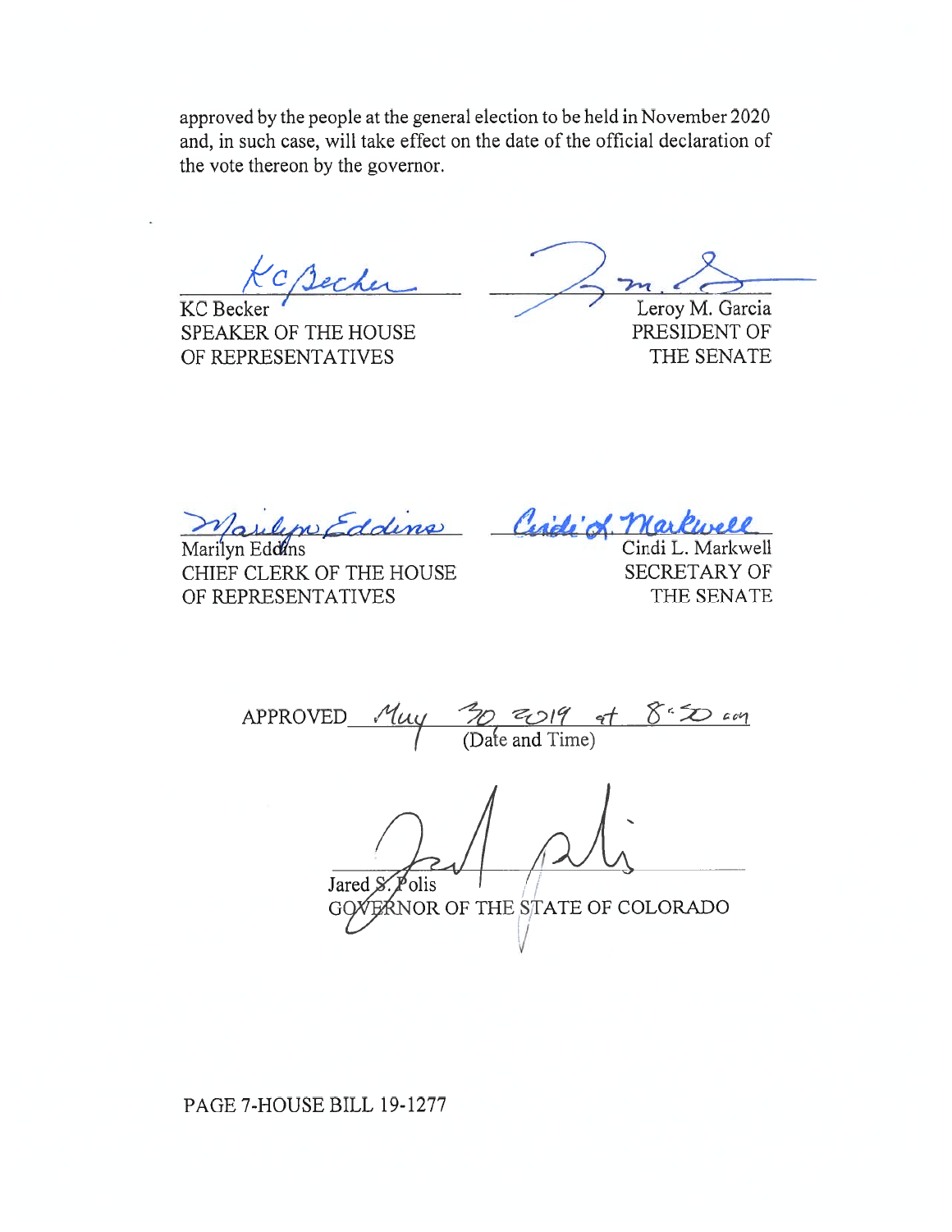approved by the people at the general election to be held in November 2020 and, in such case, will take effect on the date of the official declaration of the vote thereon by the governor.

KC Becker
SPEAKER OF THE HOUSE
OF REPRESENTATIVES

Leroy M. Garcia
PRESIDENT OF
THE SENATE

Marilyn Eddins
CHIEF CLERK OF THE HOUSE
OF REPRESENTATIVES

Cindi L. Markwell
SECRETARY OF
THE SENATE

APPROVED May 30 2019 at 8:50 am
(Date and Time)

Jared S. Polis
GOVERNOR OF THE STATE OF COLORADO

PAGE 7-HOUSE BILL 19-1277